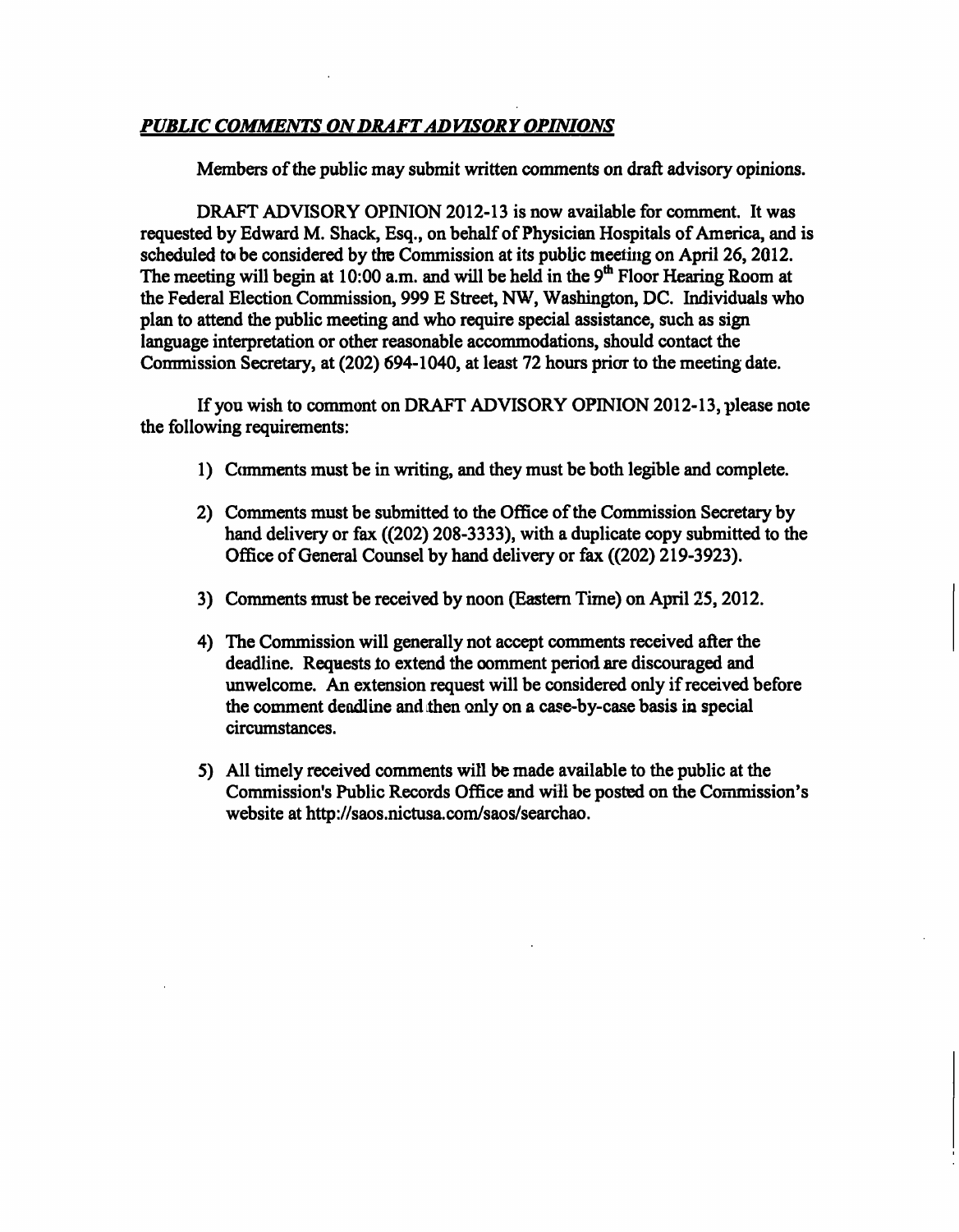***PUBLIC COMMENTS ON DRAFT ADVISORY OPINIONS***

Members of the public may submit written comments on draft advisory opinions.

DRAFT ADVISORY OPINION 2012-13 is now available for comment. It was requested by Edward M. Shack, Esq., on behalf of Physician Hospitals of America, and is scheduled to be considered by the Commission at its public meeting on April 26, 2012. The meeting will begin at 10:00 a.m. and will be held in the 9th Floor Hearing Room at the Federal Election Commission, 999 E Street, NW, Washington, DC. Individuals who plan to attend the public meeting and who require special assistance, such as sign language interpretation or other reasonable accommodations, should contact the Commission Secretary, at (202) 694-1040, at least 72 hours prior to the meeting date.

If you wish to comment on DRAFT ADVISORY OPINION 2012-13, please note the following requirements:

1) Comments must be in writing, and they must be both legible and complete.

2) Comments must be submitted to the Office of the Commission Secretary by hand delivery or fax ((202) 208-3333), with a duplicate copy submitted to the Office of General Counsel by hand delivery or fax ((202) 219-3923).

3) Comments must be received by noon (Eastern Time) on April 25, 2012.

4) The Commission will generally not accept comments received after the deadline. Requests to extend the comment period are discouraged and unwelcome. An extension request will be considered only if received before the comment deadline and then only on a case-by-case basis in special circumstances.

5) All timely received comments will be made available to the public at the Commission's Public Records Office and will be posted on the Commission's website at http://saos.nictusa.com/saos/searchao.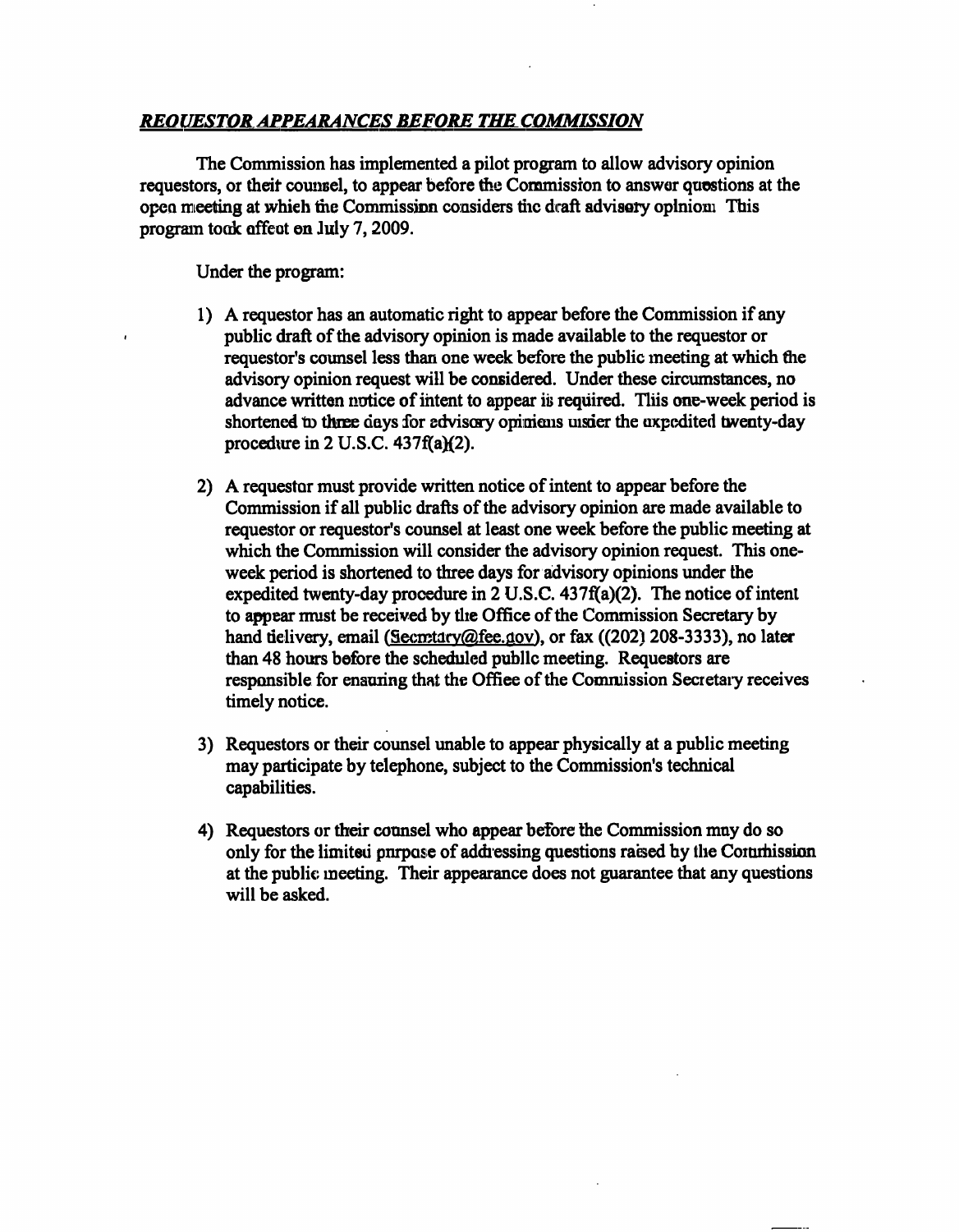***REQUESTOR APPEARANCES BEFORE THE COMMISSION***

The Commission has implemented a pilot program to allow advisory opinion requestors, or their counsel, to appear before the Commission to answer questions at the open meeting at which the Commission considers the draft advisory opinion. This program took effect on July 7, 2009.

Under the program:

1) A requestor has an automatic right to appear before the Commission if any public draft of the advisory opinion is made available to the requestor or requestor's counsel less than one week before the public meeting at which the advisory opinion request will be considered. Under these circumstances, no advance written notice of intent to appear is required. This one-week period is shortened to three days for advisory opinions under the expedited twenty-day procedure in 2 U.S.C. 437f(a)(2).

2) A requestor must provide written notice of intent to appear before the Commission if all public drafts of the advisory opinion are made available to requestor or requestor's counsel at least one week before the public meeting at which the Commission will consider the advisory opinion request. This one-week period is shortened to three days for advisory opinions under the expedited twenty-day procedure in 2 U.S.C. 437f(a)(2). The notice of intent to appear must be received by the Office of the Commission Secretary by hand delivery, email (Secretary@fec.gov), or fax ((202) 208-3333), no later than 48 hours before the scheduled public meeting. Requestors are responsible for ensuring that the Office of the Commission Secretary receives timely notice.

3) Requestors or their counsel unable to appear physically at a public meeting may participate by telephone, subject to the Commission's technical capabilities.

4) Requestors or their counsel who appear before the Commission may do so only for the limited purpose of addressing questions raised by the Commission at the public meeting. Their appearance does not guarantee that any questions will be asked.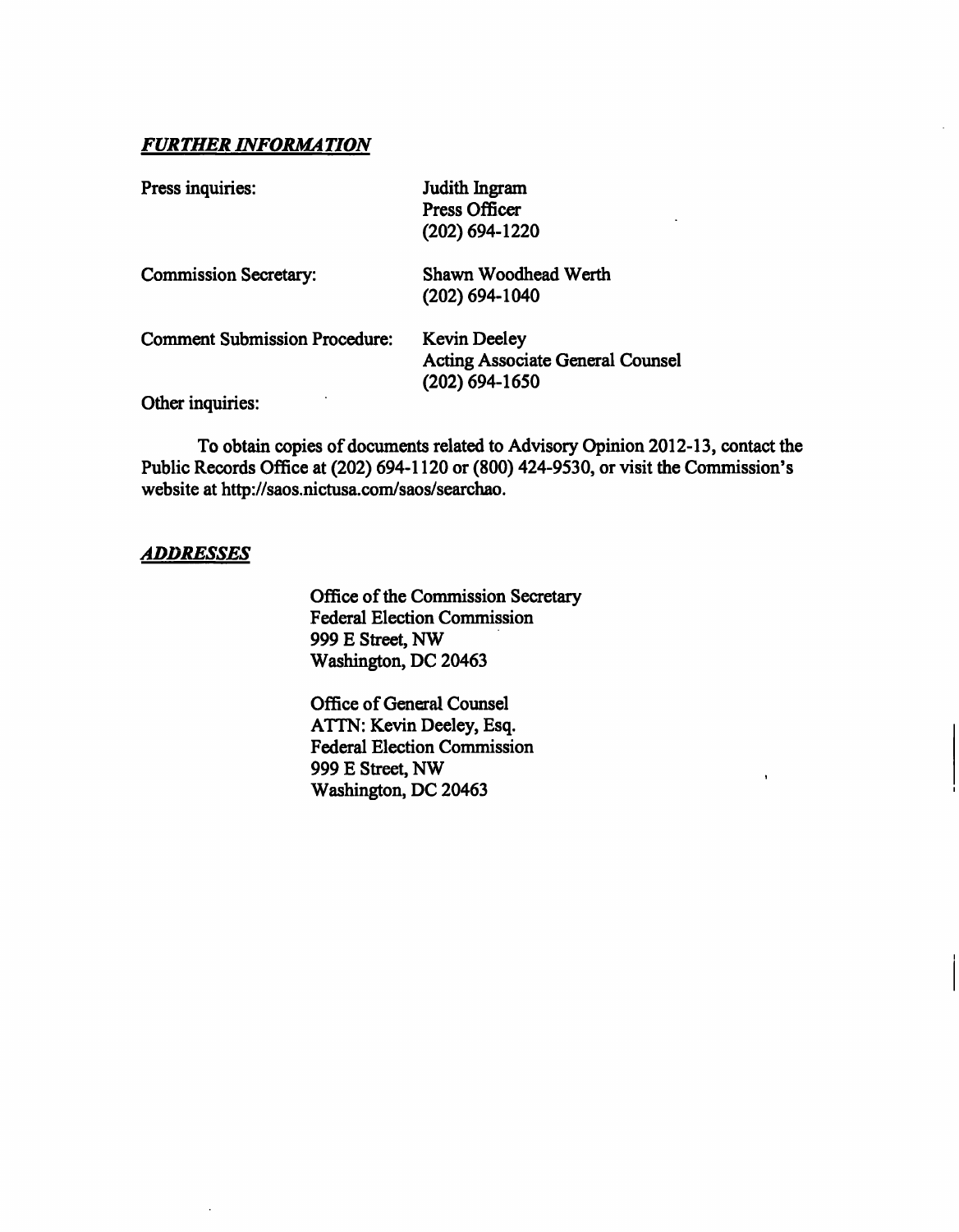***FURTHER INFORMATION***

| | |
|---|---|
| Press inquiries: | Judith Ingram<br>Press Officer<br>(202) 694-1220 |
| Commission Secretary: | Shawn Woodhead Werth<br>(202) 694-1040 |
| Comment Submission Procedure: | Kevin Deeley<br>Acting Associate General Counsel<br>(202) 694-1650 |

Other inquiries:

To obtain copies of documents related to Advisory Opinion 2012-13, contact the Public Records Office at (202) 694-1120 or (800) 424-9530, or visit the Commission's website at http://saos.nictusa.com/saos/searchao.

***ADDRESSES***

Office of the Commission Secretary
Federal Election Commission
999 E Street, NW
Washington, DC 20463

Office of General Counsel
ATTN: Kevin Deeley, Esq.
Federal Election Commission
999 E Street, NW
Washington, DC 20463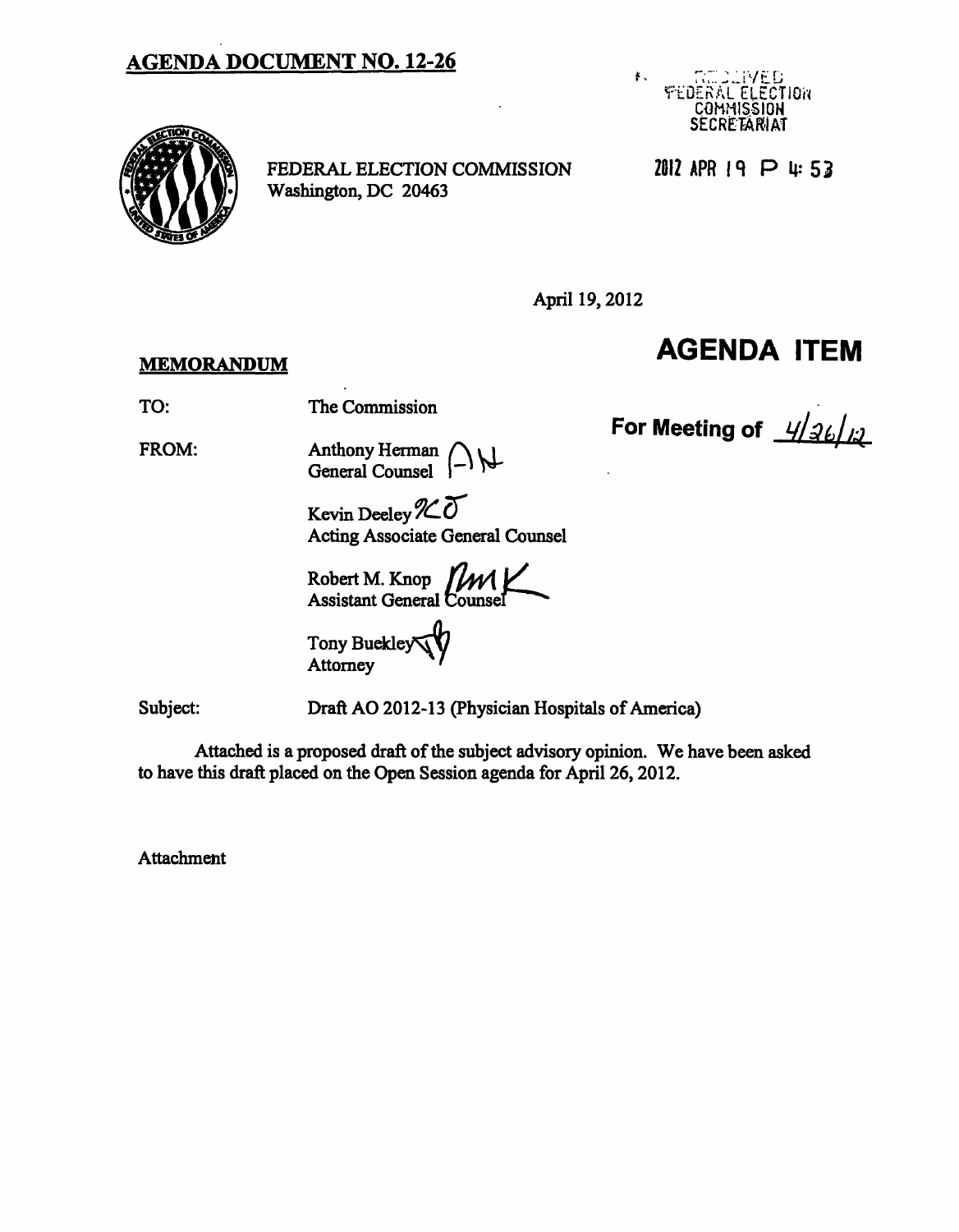# AGENDA DOCUMENT NO. 12-26

RECEIVED
FEDERAL ELECTION
COMMISSION
SECRETARIAT

2012 APR 19 P 4: 53

FEDERAL ELECTION COMMISSION
Washington, DC 20463

April 19, 2012

## AGENDA ITEM

**For Meeting of** 4/26/12

**MEMORANDUM**

TO: The Commission

FROM: Anthony Herman
General Counsel

Kevin Deeley
Acting Associate General Counsel

Robert M. Knop
Assistant General Counsel

Tony Buckley
Attorney

Subject: Draft AO 2012-13 (Physician Hospitals of America)

Attached is a proposed draft of the subject advisory opinion. We have been asked to have this draft placed on the Open Session agenda for April 26, 2012.

Attachment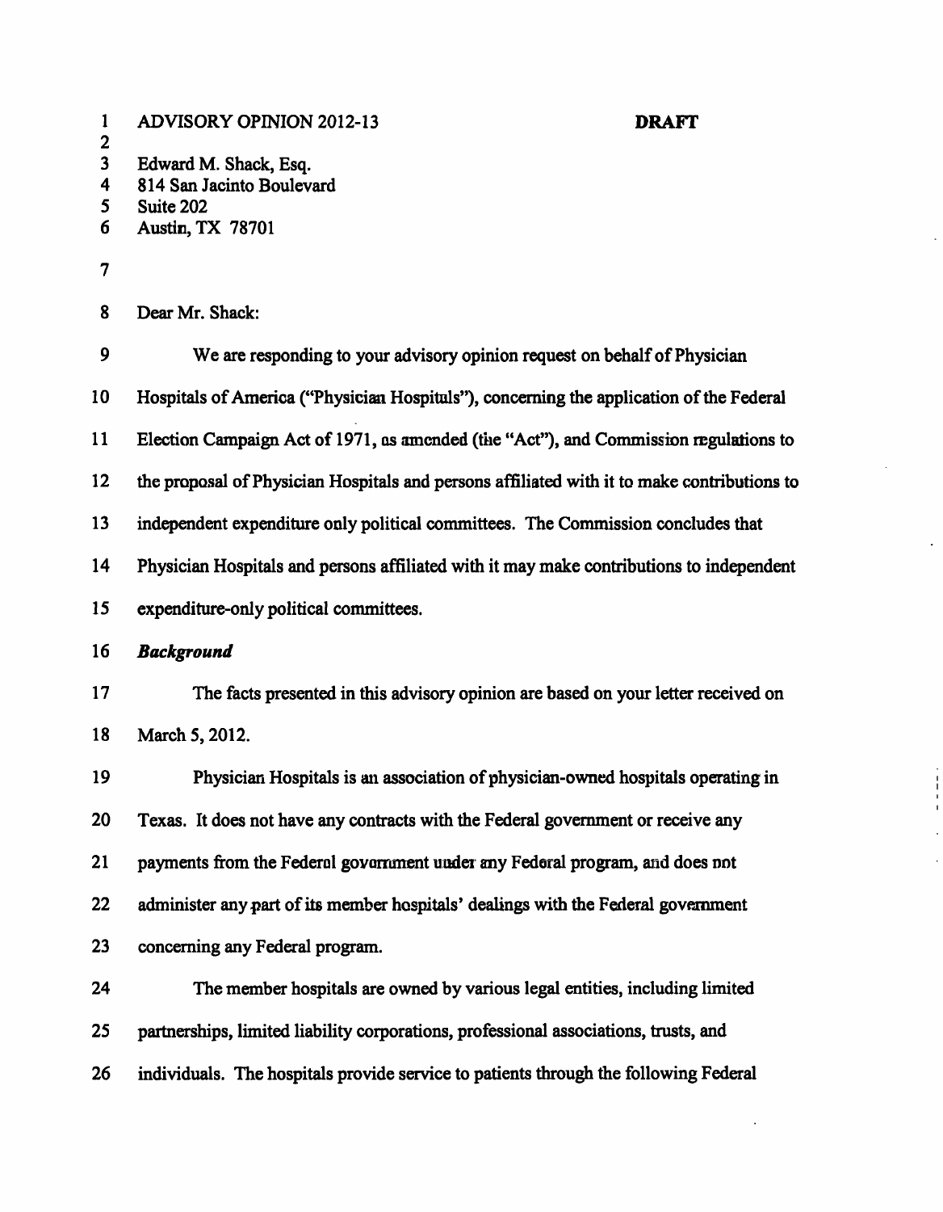ADVISORY OPINION 2012-13 **DRAFT**

Edward M. Shack, Esq.
814 San Jacinto Boulevard
Suite 202
Austin, TX 78701

Dear Mr. Shack:

We are responding to your advisory opinion request on behalf of Physician Hospitals of America ("Physician Hospitals"), concerning the application of the Federal Election Campaign Act of 1971, as amended (the "Act"), and Commission regulations to the proposal of Physician Hospitals and persons affiliated with it to make contributions to independent expenditure only political committees. The Commission concludes that Physician Hospitals and persons affiliated with it may make contributions to independent expenditure-only political committees.

***Background***

The facts presented in this advisory opinion are based on your letter received on March 5, 2012.

Physician Hospitals is an association of physician-owned hospitals operating in Texas. It does not have any contracts with the Federal government or receive any payments from the Federal government under any Federal program, and does not administer any part of its member hospitals' dealings with the Federal government concerning any Federal program.

The member hospitals are owned by various legal entities, including limited partnerships, limited liability corporations, professional associations, trusts, and individuals. The hospitals provide service to patients through the following Federal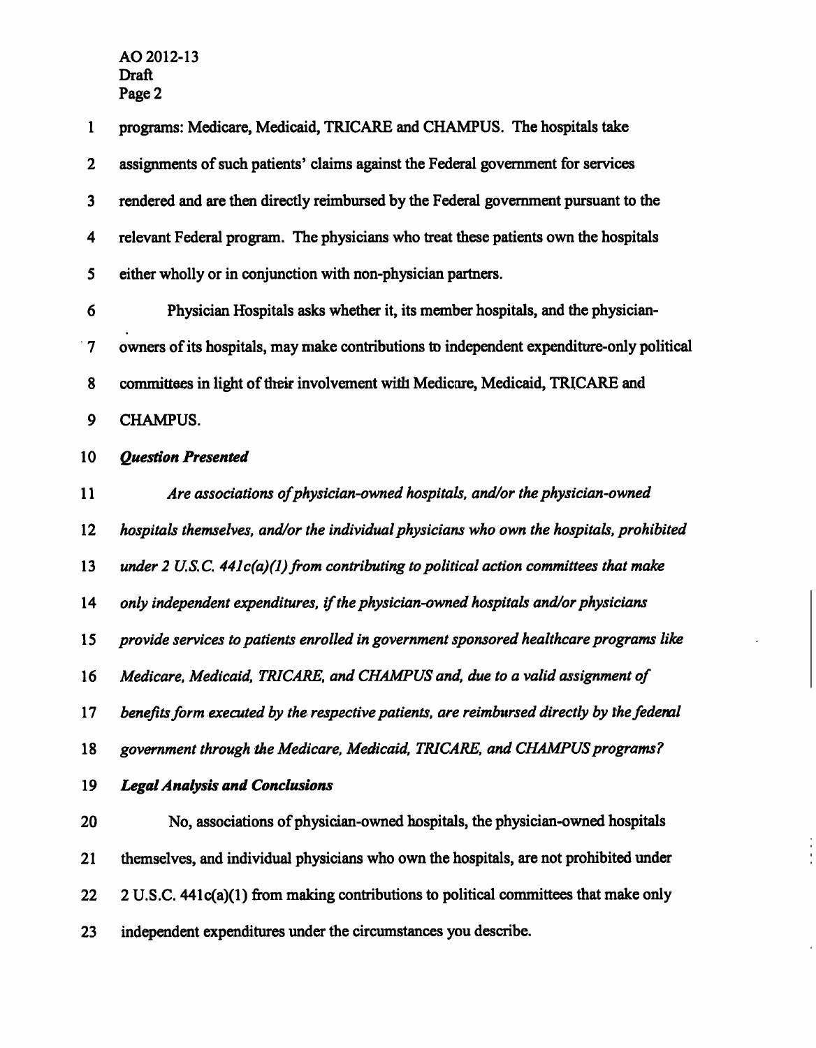programs: Medicare, Medicaid, TRICARE and CHAMPUS. The hospitals take assignments of such patients' claims against the Federal government for services rendered and are then directly reimbursed by the Federal government pursuant to the relevant Federal program. The physicians who treat these patients own the hospitals either wholly or in conjunction with non-physician partners.

Physician Hospitals asks whether it, its member hospitals, and the physician-owners of its hospitals, may make contributions to independent expenditure-only political committees in light of their involvement with Medicare, Medicaid, TRICARE and CHAMPUS.

***Question Presented***

*Are associations of physician-owned hospitals, and/or the physician-owned hospitals themselves, and/or the individual physicians who own the hospitals, prohibited under 2 U.S.C. 441c(a)(1) from contributing to political action committees that make only independent expenditures, if the physician-owned hospitals and/or physicians provide services to patients enrolled in government sponsored healthcare programs like Medicare, Medicaid, TRICARE, and CHAMPUS and, due to a valid assignment of benefits form executed by the respective patients, are reimbursed directly by the federal government through the Medicare, Medicaid, TRICARE, and CHAMPUS programs?*

***Legal Analysis and Conclusions***

No, associations of physician-owned hospitals, the physician-owned hospitals themselves, and individual physicians who own the hospitals, are not prohibited under 2 U.S.C. 441c(a)(1) from making contributions to political committees that make only independent expenditures under the circumstances you describe.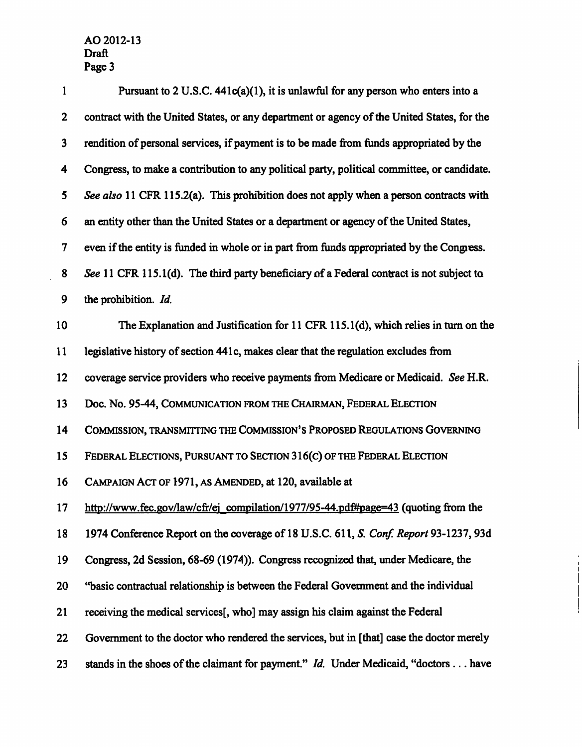Pursuant to 2 U.S.C. 441c(a)(1), it is unlawful for any person who enters into a contract with the United States, or any department or agency of the United States, for the rendition of personal services, if payment is to be made from funds appropriated by the Congress, to make a contribution to any political party, political committee, or candidate. *See also* 11 CFR 115.2(a). This prohibition does not apply when a person contracts with an entity other than the United States or a department or agency of the United States, even if the entity is funded in whole or in part from funds appropriated by the Congress. *See* 11 CFR 115.1(d). The third party beneficiary of a Federal contract is not subject to the prohibition. *Id.*

The Explanation and Justification for 11 CFR 115.1(d), which relies in turn on the legislative history of section 441c, makes clear that the regulation excludes from coverage service providers who receive payments from Medicare or Medicaid. *See* H.R. Doc. No. 95-44, COMMUNICATION FROM THE CHAIRMAN, FEDERAL ELECTION COMMISSION, TRANSMITTING THE COMMISSION'S PROPOSED REGULATIONS GOVERNING FEDERAL ELECTIONS, PURSUANT TO SECTION 316(C) OF THE FEDERAL ELECTION CAMPAIGN ACT OF 1971, AS AMENDED, at 120, available at http://www.fec.gov/law/cfr/ej_compilation/1977/95-44.pdf#page=43 (quoting from the 1974 Conference Report on the coverage of 18 U.S.C. 611, *S. Conf. Report* 93-1237, 93d Congress, 2d Session, 68-69 (1974)). Congress recognized that, under Medicare, the "basic contractual relationship is between the Federal Government and the individual receiving the medical services[, who] may assign his claim against the Federal Government to the doctor who rendered the services, but in [that] case the doctor merely stands in the shoes of the claimant for payment." *Id.* Under Medicaid, "doctors . . . have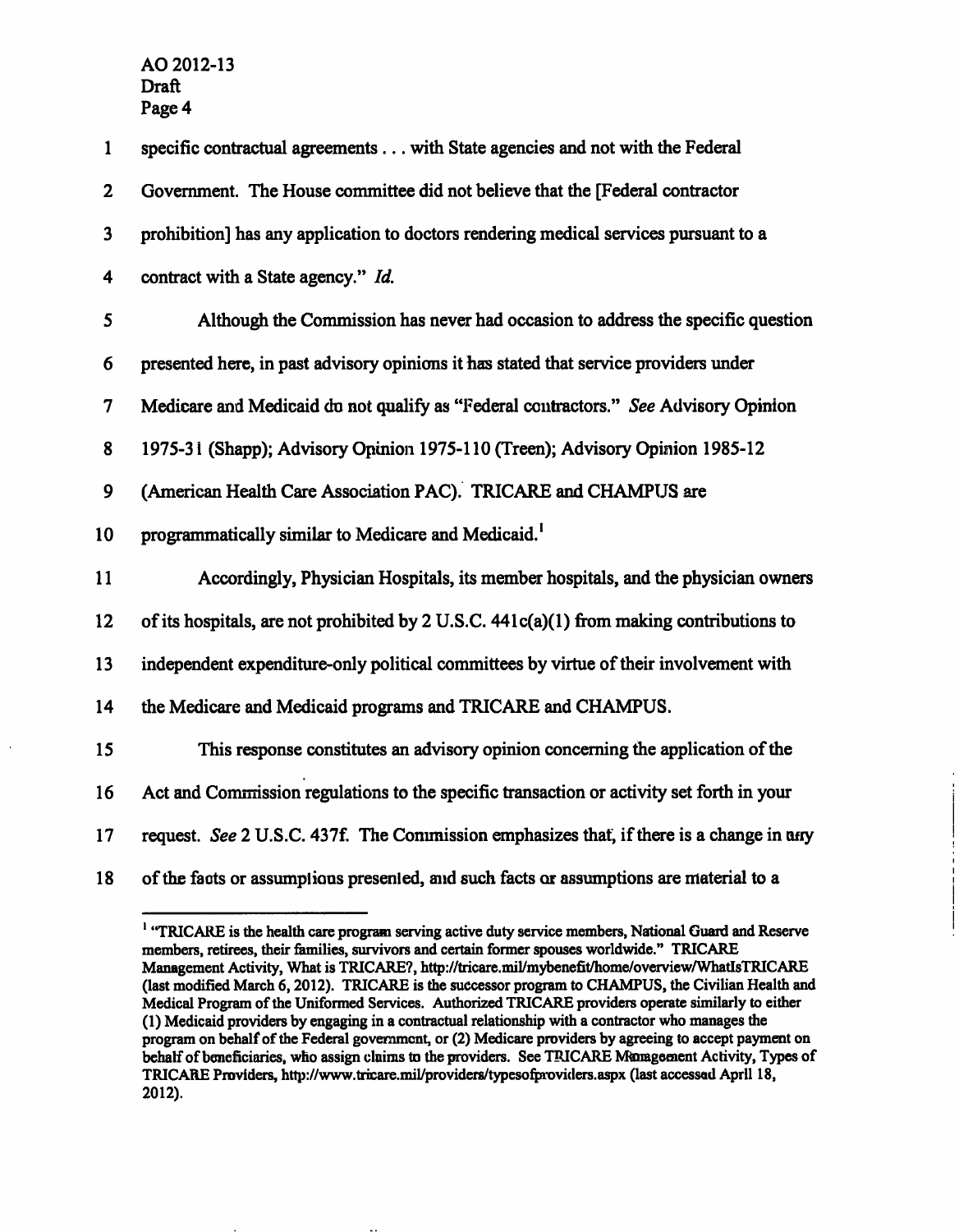specific contractual agreements . . . with State agencies and not with the Federal Government. The House committee did not believe that the [Federal contractor prohibition] has any application to doctors rendering medical services pursuant to a contract with a State agency." *Id.*

Although the Commission has never had occasion to address the specific question presented here, in past advisory opinions it has stated that service providers under Medicare and Medicaid do not qualify as "Federal contractors." *See* Advisory Opinion 1975-31 (Shapp); Advisory Opinion 1975-110 (Treen); Advisory Opinion 1985-12 (American Health Care Association PAC). TRICARE and CHAMPUS are programmatically similar to Medicare and Medicaid.[1]

Accordingly, Physician Hospitals, its member hospitals, and the physician owners of its hospitals, are not prohibited by 2 U.S.C. 441c(a)(1) from making contributions to independent expenditure-only political committees by virtue of their involvement with the Medicare and Medicaid programs and TRICARE and CHAMPUS.

This response constitutes an advisory opinion concerning the application of the Act and Commission regulations to the specific transaction or activity set forth in your request. *See* 2 U.S.C. 437f. The Commission emphasizes that, if there is a change in any of the facts or assumptions presented, and such facts or assumptions are material to a

---

[1] "TRICARE is the health care program serving active duty service members, National Guard and Reserve members, retirees, their families, survivors and certain former spouses worldwide." TRICARE Management Activity, What is TRICARE?, http://tricare.mil/mybenefit/home/overview/WhatIsTRICARE (last modified March 6, 2012). TRICARE is the successor program to CHAMPUS, the Civilian Health and Medical Program of the Uniformed Services. Authorized TRICARE providers operate similarly to either (1) Medicaid providers by engaging in a contractual relationship with a contractor who manages the program on behalf of the Federal government, or (2) Medicare providers by agreeing to accept payment on behalf of beneficiaries, who assign claims to the providers. See TRICARE Management Activity, Types of TRICARE Providers, http://www.tricare.mil/providers/typesofproviders.aspx (last accessed April 18, 2012).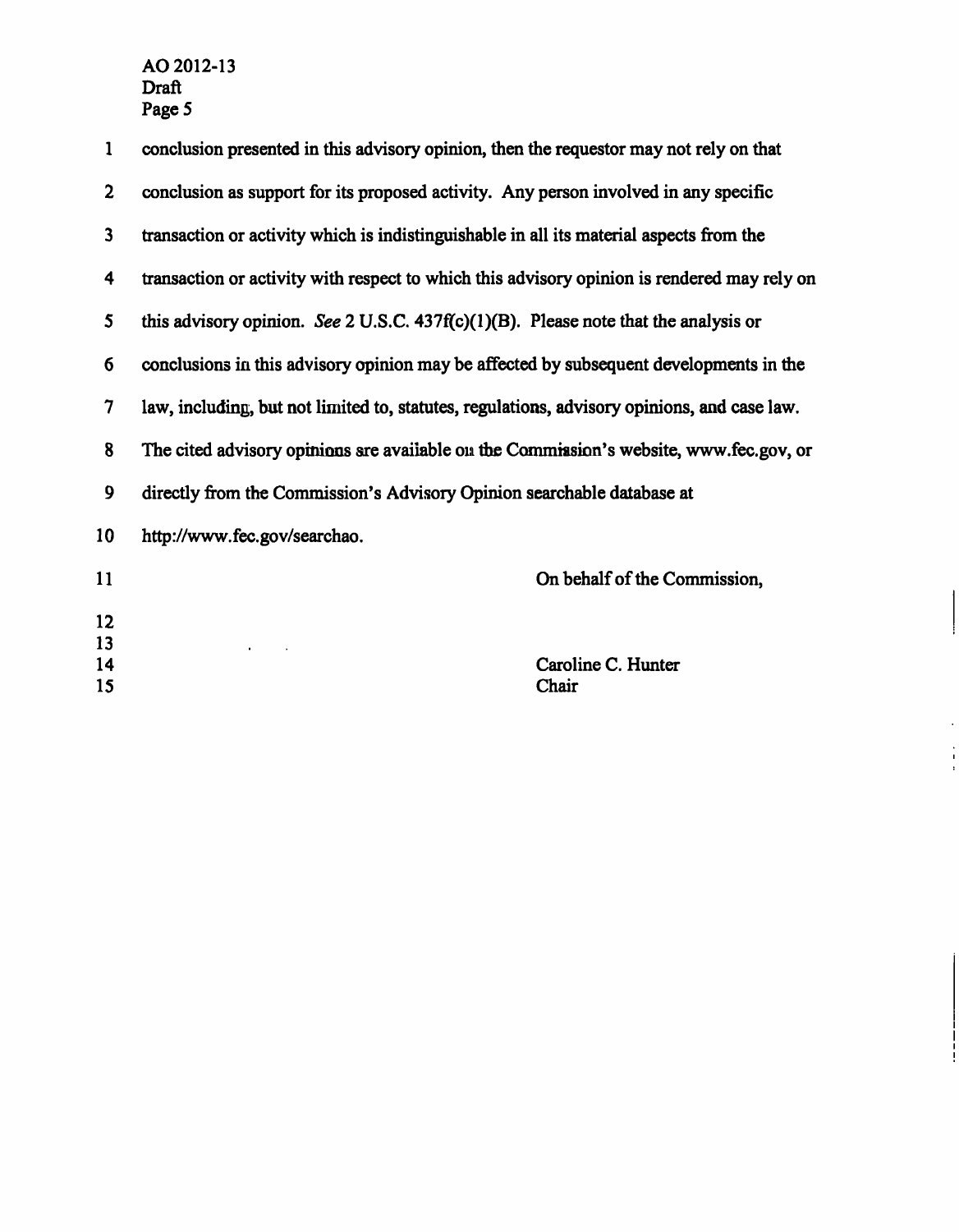conclusion presented in this advisory opinion, then the requestor may not rely on that conclusion as support for its proposed activity. Any person involved in any specific transaction or activity which is indistinguishable in all its material aspects from the transaction or activity with respect to which this advisory opinion is rendered may rely on this advisory opinion. *See* 2 U.S.C. 437f(c)(1)(B). Please note that the analysis or conclusions in this advisory opinion may be affected by subsequent developments in the law, including, but not limited to, statutes, regulations, advisory opinions, and case law. The cited advisory opinions are available on the Commission's website, www.fec.gov, or directly from the Commission's Advisory Opinion searchable database at http://www.fec.gov/searchao.

On behalf of the Commission,

Caroline C. Hunter
Chair